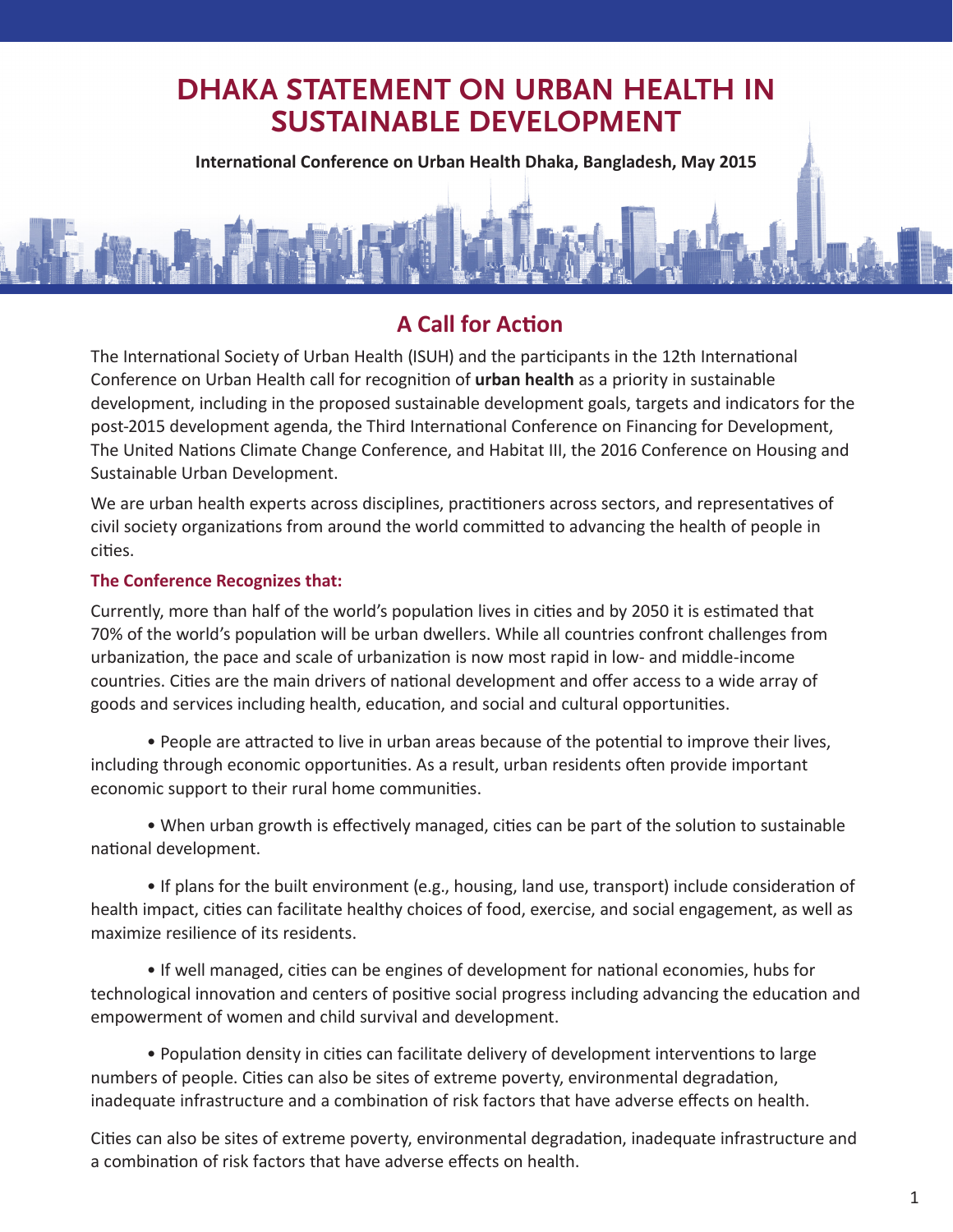# DHAKA STATEMENT ON URBAN HEALTH IN SUSTAINABLE DEVELOPMENT

**International Conference on Urban Health Dhaka, Bangladesh, May 2015**

## A Call for Action

The International Society of Urban Health (ISUH) and the participants in the 12th International Conference on Urban Health call for recognition of **urban health** as a priority in sustainable development, including in the proposed sustainable development goals, targets and indicators for the post-2015 development agenda, the Third International Conference on Financing for Development, The United Nations Climate Change Conference, and Habitat III, the 2016 Conference on Housing and Sustainable Urban Development.

We are urban health experts across disciplines, practitioners across sectors, and representatives of civil society organizations from around the world committed to advancing the health of people in cities.

### The Conference Recognizes that:

Currently, more than half of the world's population lives in cities and by 2050 it is estimated that 70% of the world's population will be urban dwellers. While all countries confront challenges from urbanization, the pace and scale of urbanization is now most rapid in low- and middle-income countries. Cities are the main drivers of national development and offer access to a wide array of goods and services including health, education, and social and cultural opportunities.

- People are attracted to live in urban areas because of the potential to improve their lives, including through economic opportunities. As a result, urban residents often provide important economic support to their rural home communities.
- When urban growth is effectively managed, cities can be part of the solution to sustainable national development.
- If plans for the built environment (e.g., housing, land use, transport) include consideration of health impact, cities can facilitate healthy choices of food, exercise, and social engagement, as well as maximize resilience of its residents.
- If well managed, cities can be engines of development for national economies, hubs for technological innovation and centers of positive social progress including advancing the education and empowerment of women and child survival and development.
- Population density in cities can facilitate delivery of development interventions to large numbers of people. Cities can also be sites of extreme poverty, environmental degradation, inadequate infrastructure and a combination of risk factors that have adverse effects on health.

Cities can also be sites of extreme poverty, environmental degradation, inadequate infrastructure and a combination of risk factors that have adverse effects on health.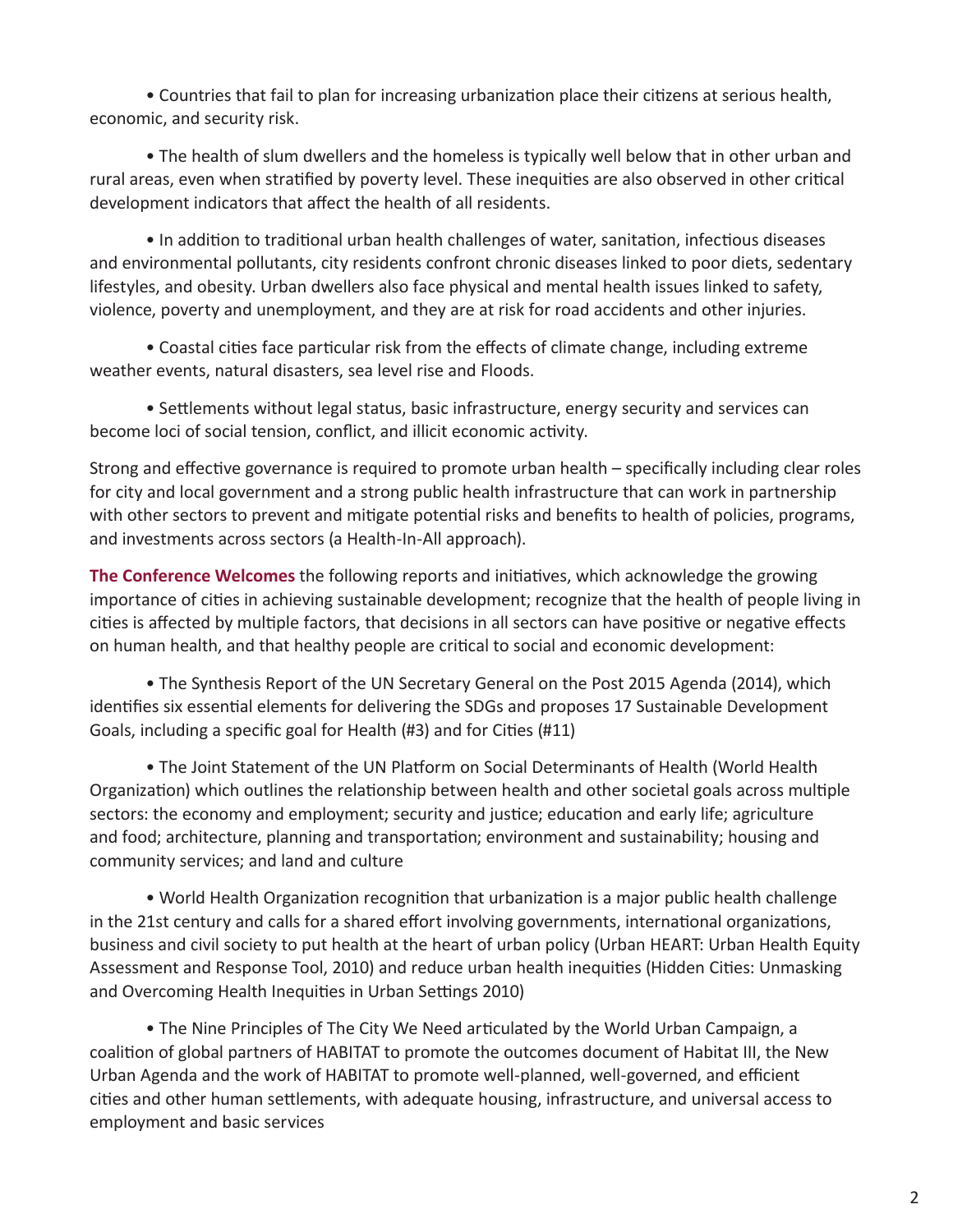- Countries that fail to plan for increasing urbanization place their citizens at serious health, economic, and security risk.

- The health of slum dwellers and the homeless is typically well below that in other urban and rural areas, even when stratified by poverty level. These inequities are also observed in other critical development indicators that affect the health of all residents.

- In addition to traditional urban health challenges of water, sanitation, infectious diseases and environmental pollutants, city residents confront chronic diseases linked to poor diets, sedentary lifestyles, and obesity. Urban dwellers also face physical and mental health issues linked to safety, violence, poverty and unemployment, and they are at risk for road accidents and other injuries.

- Coastal cities face particular risk from the effects of climate change, including extreme weather events, natural disasters, sea level rise and Floods.

- Settlements without legal status, basic infrastructure, energy security and services can become loci of social tension, conflict, and illicit economic activity.

Strong and effective governance is required to promote urban health – specifically including clear roles for city and local government and a strong public health infrastructure that can work in partnership with other sectors to prevent and mitigate potential risks and benefits to health of policies, programs, and investments across sectors (a Health-In-All approach).

**The Conference Welcomes** the following reports and initiatives, which acknowledge the growing importance of cities in achieving sustainable development; recognize that the health of people living in cities is affected by multiple factors, that decisions in all sectors can have positive or negative effects on human health, and that healthy people are critical to social and economic development:

- The Synthesis Report of the UN Secretary General on the Post 2015 Agenda (2014), which identifies six essential elements for delivering the SDGs and proposes 17 Sustainable Development Goals, including a specific goal for Health (#3) and for Cities (#11)

- The Joint Statement of the UN Platform on Social Determinants of Health (World Health Organization) which outlines the relationship between health and other societal goals across multiple sectors: the economy and employment; security and justice; education and early life; agriculture and food; architecture, planning and transportation; environment and sustainability; housing and community services; and land and culture

- World Health Organization recognition that urbanization is a major public health challenge in the 21st century and calls for a shared effort involving governments, international organizations, business and civil society to put health at the heart of urban policy (Urban HEART: Urban Health Equity Assessment and Response Tool, 2010) and reduce urban health inequities (Hidden Cities: Unmasking and Overcoming Health Inequities in Urban Settings 2010)

- The Nine Principles of The City We Need articulated by the World Urban Campaign, a coalition of global partners of HABITAT to promote the outcomes document of Habitat III, the New Urban Agenda and the work of HABITAT to promote well-planned, well-governed, and efficient cities and other human settlements, with adequate housing, infrastructure, and universal access to employment and basic services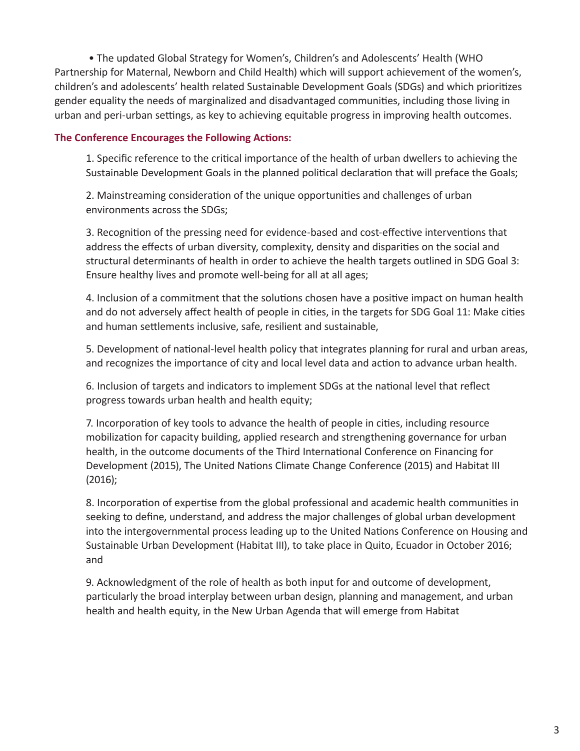- The updated Global Strategy for Women's, Children's and Adolescents' Health (WHO Partnership for Maternal, Newborn and Child Health) which will support achievement of the women's, children's and adolescents' health related Sustainable Development Goals (SDGs) and which prioritizes gender equality the needs of marginalized and disadvantaged communities, including those living in urban and peri-urban settings, as key to achieving equitable progress in improving health outcomes.

**The Conference Encourages the Following Actions:**

1. Specific reference to the critical importance of the health of urban dwellers to achieving the Sustainable Development Goals in the planned political declaration that will preface the Goals;

2. Mainstreaming consideration of the unique opportunities and challenges of urban environments across the SDGs;

3. Recognition of the pressing need for evidence-based and cost-effective interventions that address the effects of urban diversity, complexity, density and disparities on the social and structural determinants of health in order to achieve the health targets outlined in SDG Goal 3: Ensure healthy lives and promote well-being for all at all ages;

4. Inclusion of a commitment that the solutions chosen have a positive impact on human health and do not adversely affect health of people in cities, in the targets for SDG Goal 11: Make cities and human settlements inclusive, safe, resilient and sustainable,

5. Development of national-level health policy that integrates planning for rural and urban areas, and recognizes the importance of city and local level data and action to advance urban health.

6. Inclusion of targets and indicators to implement SDGs at the national level that reflect progress towards urban health and health equity;

7. Incorporation of key tools to advance the health of people in cities, including resource mobilization for capacity building, applied research and strengthening governance for urban health, in the outcome documents of the Third International Conference on Financing for Development (2015), The United Nations Climate Change Conference (2015) and Habitat III (2016);

8. Incorporation of expertise from the global professional and academic health communities in seeking to define, understand, and address the major challenges of global urban development into the intergovernmental process leading up to the United Nations Conference on Housing and Sustainable Urban Development (Habitat III), to take place in Quito, Ecuador in October 2016; and

9. Acknowledgment of the role of health as both input for and outcome of development, particularly the broad interplay between urban design, planning and management, and urban health and health equity, in the New Urban Agenda that will emerge from Habitat